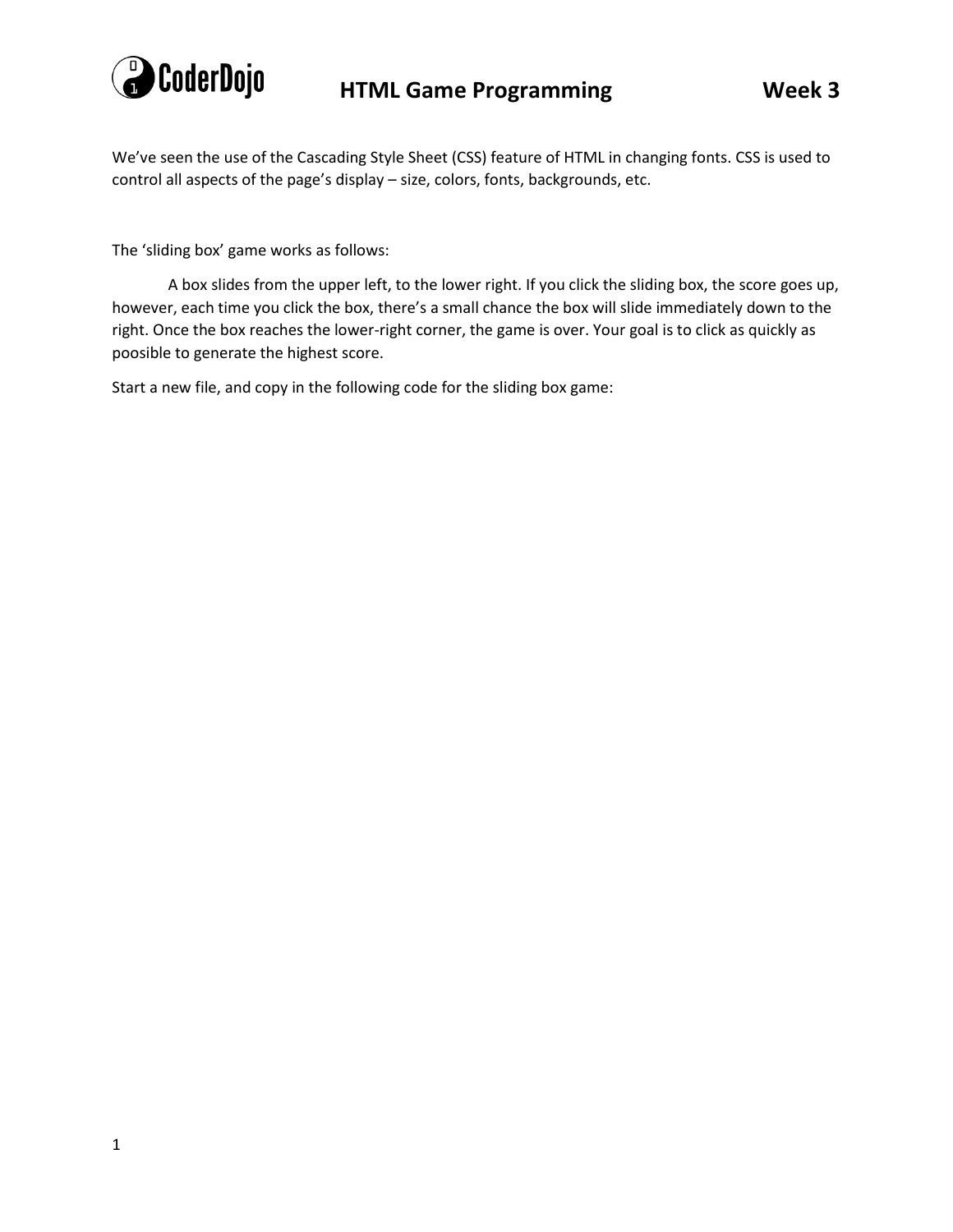# HTML Game Programming — Week 3

We've seen the use of the Cascading Style Sheet (CSS) feature of HTML in changing fonts. CSS is used to control all aspects of the page's display – size, colors, fonts, backgrounds, etc.

The 'sliding box' game works as follows:

A box slides from the upper left, to the lower right. If you click the sliding box, the score goes up, however, each time you click the box, there's a small chance the box will slide immediately down to the right. Once the box reaches the lower-right corner, the game is over. Your goal is to click as quickly as poosible to generate the highest score.

Start a new file, and copy in the following code for the sliding box game: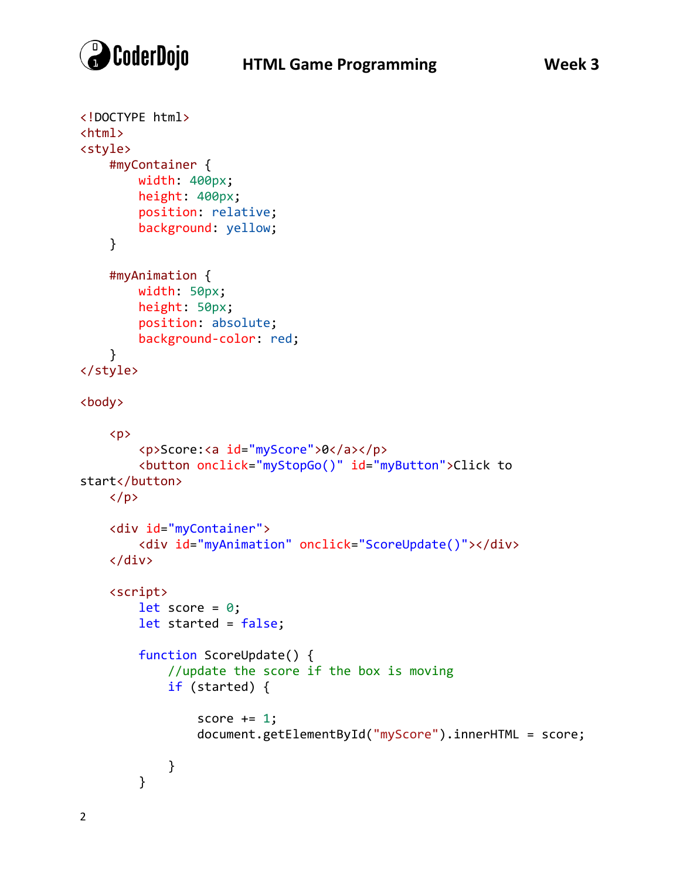```
<!DOCTYPE html>
<html>
<style>
    #myContainer {
        width: 400px;
        height: 400px;
        position: relative;
        background: yellow;
    }

    #myAnimation {
        width: 50px;
        height: 50px;
        position: absolute;
        background-color: red;
    }
</style>

<body>

    <p>
        <p>Score:<a id="myScore">0</a></p>
        <button onclick="myStopGo()" id="myButton">Click to
start</button>
    </p>

    <div id="myContainer">
        <div id="myAnimation" onclick="ScoreUpdate()"></div>
    </div>

    <script>
        let score = 0;
        let started = false;

        function ScoreUpdate() {
            //update the score if the box is moving
            if (started) {

                score += 1;
                document.getElementById("myScore").innerHTML = score;

            }
        }
```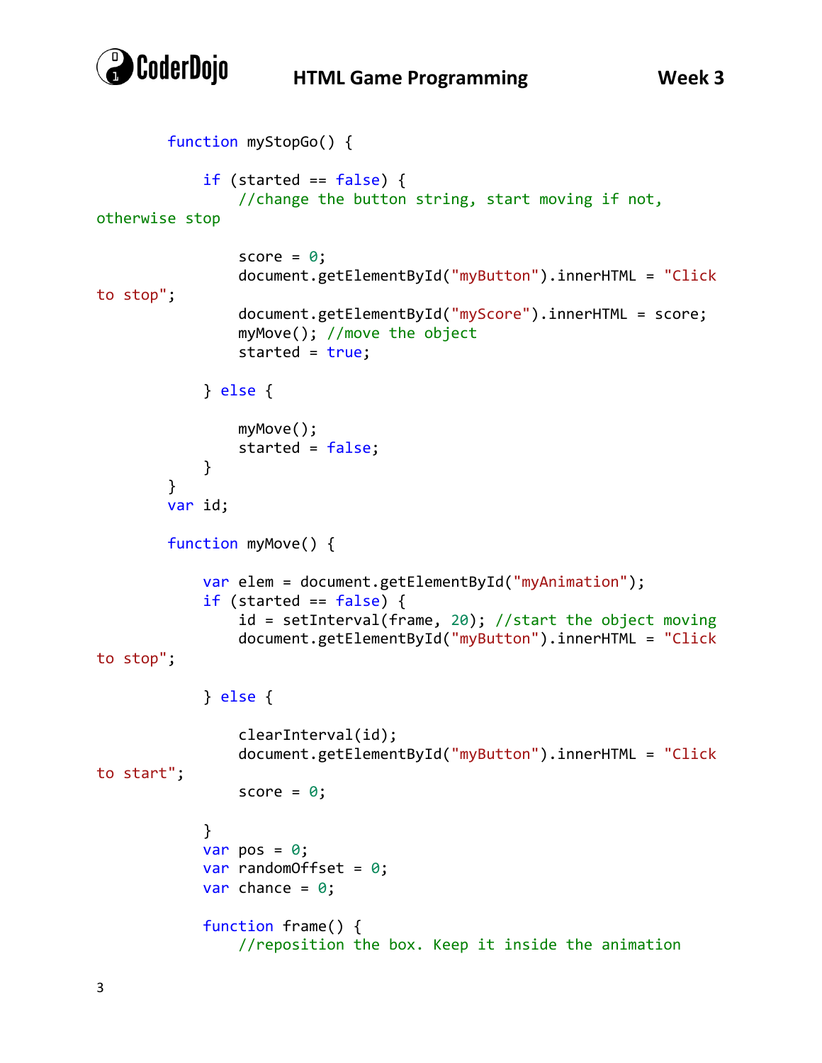```
        function myStopGo() {

            if (started == false) {
                //change the button string, start moving if not, otherwise stop

                score = 0;
                document.getElementById("myButton").innerHTML = "Click to stop";
                document.getElementById("myScore").innerHTML = score;
                myMove(); //move the object
                started = true;

            } else {

                myMove();
                started = false;
            }
        }
        var id;

        function myMove() {

            var elem = document.getElementById("myAnimation");
            if (started == false) {
                id = setInterval(frame, 20); //start the object moving
                document.getElementById("myButton").innerHTML = "Click to stop";

            } else {

                clearInterval(id);
                document.getElementById("myButton").innerHTML = "Click to start";
                score = 0;

            }
            var pos = 0;
            var randomOffset = 0;
            var chance = 0;

            function frame() {
                //reposition the box. Keep it inside the animation
```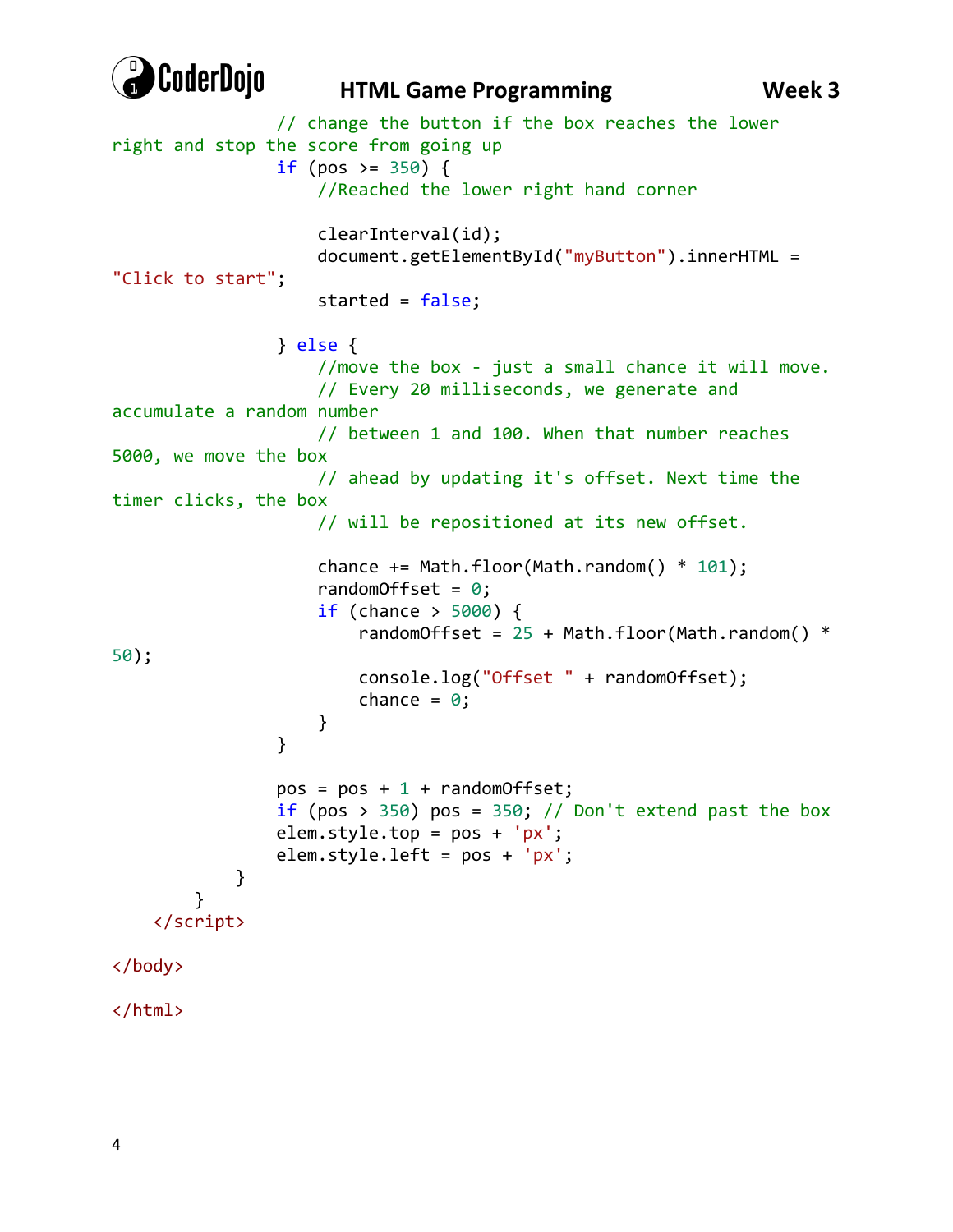```
                // change the button if the box reaches the lower
right and stop the score from going up
                if (pos >= 350) {
                    //Reached the lower right hand corner

                    clearInterval(id);
                    document.getElementById("myButton").innerHTML =
"Click to start";
                    started = false;

                } else {
                    //move the box - just a small chance it will move.
                    // Every 20 milliseconds, we generate and
accumulate a random number
                    // between 1 and 100. When that number reaches
5000, we move the box
                    // ahead by updating it's offset. Next time the
timer clicks, the box
                    // will be repositioned at its new offset.

                    chance += Math.floor(Math.random() * 101);
                    randomOffset = 0;
                    if (chance > 5000) {
                        randomOffset = 25 + Math.floor(Math.random() *
50);
                        console.log("Offset " + randomOffset);
                        chance = 0;
                    }
                }

                pos = pos + 1 + randomOffset;
                if (pos > 350) pos = 350; // Don't extend past the box
                elem.style.top = pos + 'px';
                elem.style.left = pos + 'px';
            }
        }
    </script>

</body>

</html>
```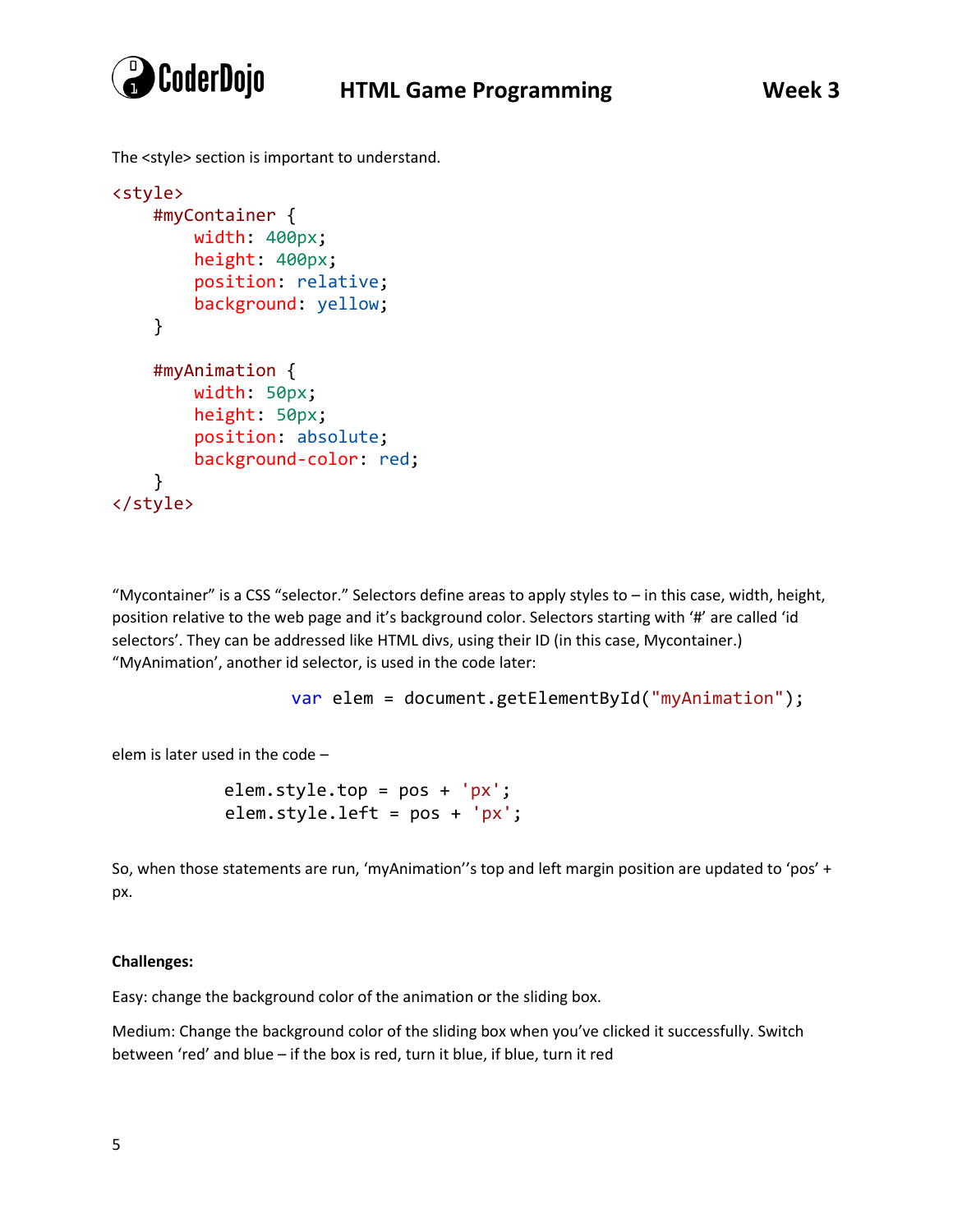The <style> section is important to understand.

```
<style>
    #myContainer {
        width: 400px;
        height: 400px;
        position: relative;
        background: yellow;
    }

    #myAnimation {
        width: 50px;
        height: 50px;
        position: absolute;
        background-color: red;
    }
</style>
```

"Mycontainer" is a CSS "selector." Selectors define areas to apply styles to – in this case, width, height, position relative to the web page and it's background color. Selectors starting with '#' are called 'id selectors'. They can be addressed like HTML divs, using their ID (in this case, Mycontainer.) "MyAnimation', another id selector, is used in the code later:

```
var elem = document.getElementById("myAnimation");
```

elem is later used in the code –

```
elem.style.top = pos + 'px';
elem.style.left = pos + 'px';
```

So, when those statements are run, 'myAnimation''s top and left margin position are updated to 'pos' + px.

**Challenges:**

Easy: change the background color of the animation or the sliding box.

Medium: Change the background color of the sliding box when you've clicked it successfully. Switch between 'red' and blue – if the box is red, turn it blue, if blue, turn it red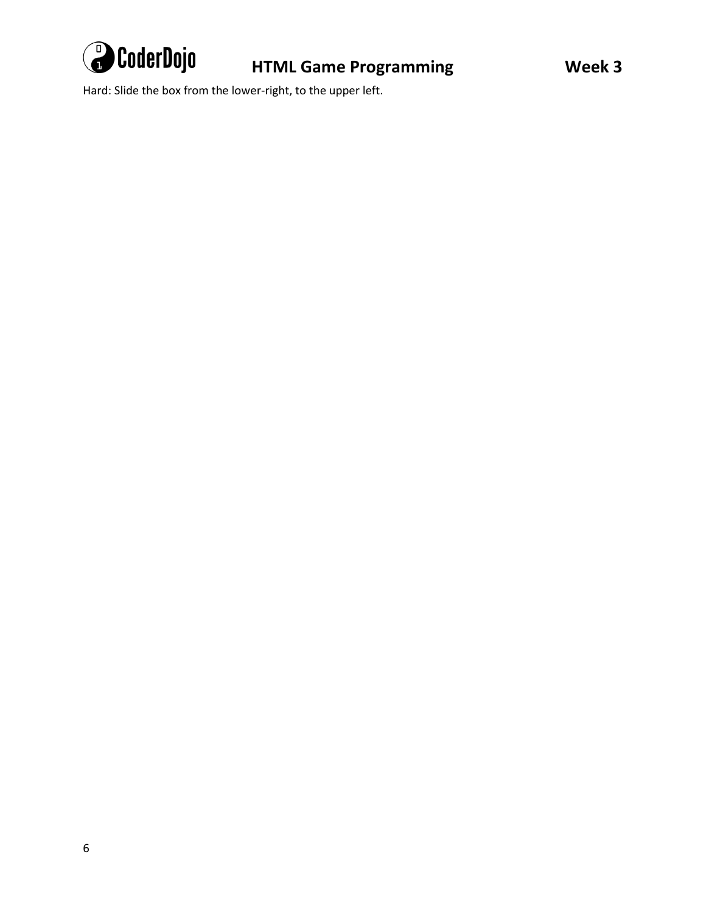Hard: Slide the box from the lower-right, to the upper left.